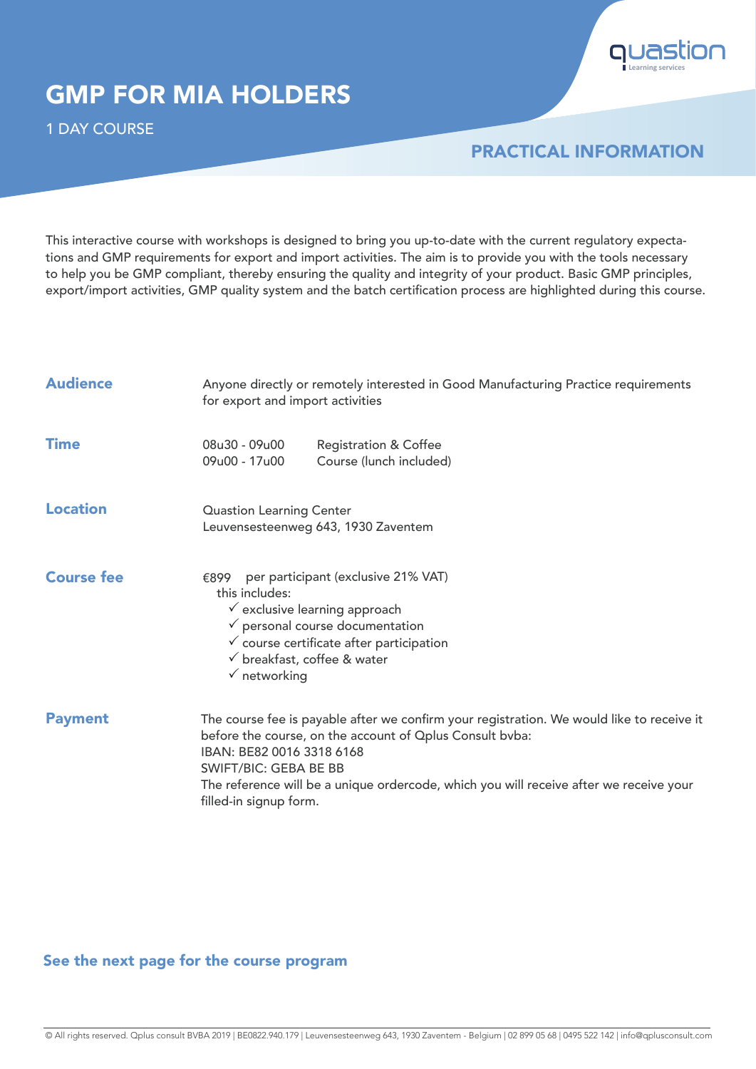quastion
Learning services

# GMP FOR MIA HOLDERS

1 DAY COURSE

## PRACTICAL INFORMATION

This interactive course with workshops is designed to bring you up-to-date with the current regulatory expectations and GMP requirements for export and import activities. The aim is to provide you with the tools necessary to help you be GMP compliant, thereby ensuring the quality and integrity of your product. Basic GMP principles, export/import activities, GMP quality system and the batch certification process are highlighted during this course.

### Audience

Anyone directly or remotely interested in Good Manufacturing Practice requirements for export and import activities

### Time

| | |
|---|---|
| 08u30 - 09u00 | Registration & Coffee |
| 09u00 - 17u00 | Course (lunch included) |

### Location

Quastion Learning Center
Leuvensesteenweg 643, 1930 Zaventem

### Course fee

€899 per participant (exclusive 21% VAT)
this includes:

- ✓ exclusive learning approach
- ✓ personal course documentation
- ✓ course certificate after participation
- ✓ breakfast, coffee & water
- ✓ networking

### Payment

The course fee is payable after we confirm your registration. We would like to receive it before the course, on the account of Qplus Consult bvba:
IBAN: BE82 0016 3318 6168
SWIFT/BIC: GEBA BE BB
The reference will be a unique ordercode, which you will receive after we receive your filled-in signup form.

**See the next page for the course program**

© All rights reserved. Qplus consult BVBA 2019 | BE0822.940.179 | Leuvensesteenweg 643, 1930 Zaventem - Belgium | 02 899 05 68 | 0495 522 142 | info@qplusconsult.com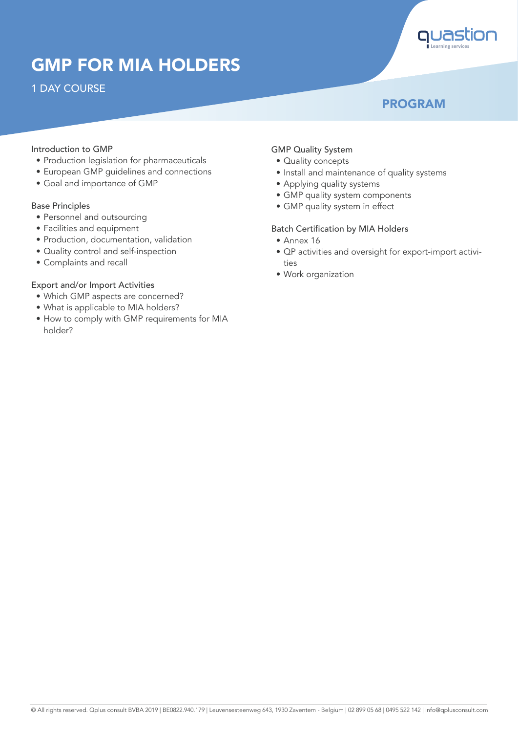# GMP FOR MIA HOLDERS

1 DAY COURSE

## PROGRAM

### Introduction to GMP

- Production legislation for pharmaceuticals
- European GMP guidelines and connections
- Goal and importance of GMP

### Base Principles

- Personnel and outsourcing
- Facilities and equipment
- Production, documentation, validation
- Quality control and self-inspection
- Complaints and recall

### Export and/or Import Activities

- Which GMP aspects are concerned?
- What is applicable to MIA holders?
- How to comply with GMP requirements for MIA holder?

### GMP Quality System

- Quality concepts
- Install and maintenance of quality systems
- Applying quality systems
- GMP quality system components
- GMP quality system in effect

### Batch Certification by MIA Holders

- Annex 16
- QP activities and oversight for export-import activities
- Work organization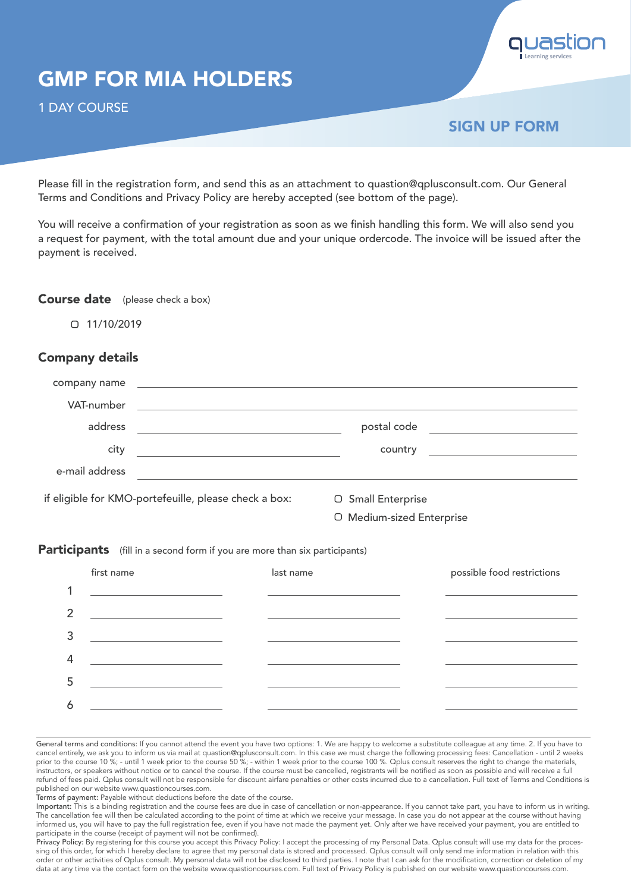# GMP FOR MIA HOLDERS

1 DAY COURSE

quastion Learning services

## SIGN UP FORM

Please fill in the registration form, and send this as an attachment to quastion@qplusconsult.com. Our General Terms and Conditions and Privacy Policy are hereby accepted (see bottom of the page).

You will receive a confirmation of your registration as soon as we finish handling this form. We will also send you a request for payment, with the total amount due and your unique ordercode. The invoice will be issued after the payment is received.

### Course date (please check a box)

- ▢ 11/10/2019

### Company details

company name ______________________

VAT-number ______________________

address ______________________ postal code ______________________

city ______________________ country ______________________

e-mail address ______________________

if eligible for KMO-portefeuille, please check a box:

- ▢ Small Enterprise
- ▢ Medium-sized Enterprise

### Participants (fill in a second form if you are more than six participants)

| | first name | last name | possible food restrictions |
|---|---|---|---|
| 1 | | | |
| 2 | | | |
| 3 | | | |
| 4 | | | |
| 5 | | | |
| 6 | | | |

General terms and conditions: If you cannot attend the event you have two options: 1. We are happy to welcome a substitute colleague at any time. 2. If you have to cancel entirely, we ask you to inform us via mail at quastion@qplusconsult.com. In this case we must charge the following processing fees: Cancellation - until 2 weeks prior to the course 10 %; - until 1 week prior to the course 50 %; - within 1 week prior to the course 100 %. Qplus consult reserves the right to change the materials, instructors, or speakers without notice or to cancel the course. If the course must be cancelled, registrants will be notified as soon as possible and will receive a full refund of fees paid. Qplus consult will not be responsible for discount airfare penalties or other costs incurred due to a cancellation. Full text of Terms and Conditions is published on our website www.quastioncourses.com.

Terms of payment: Payable without deductions before the date of the course.

Important: This is a binding registration and the course fees are due in case of cancellation or non-appearance. If you cannot take part, you have to inform us in writing. The cancellation fee will then be calculated according to the point of time at which we receive your message. In case you do not appear at the course without having informed us, you will have to pay the full registration fee, even if you have not made the payment yet. Only after we have received your payment, you are entitled to participate in the course (receipt of payment will not be confirmed).

Privacy Policy: By registering for this course you accept this Privacy Policy: I accept the processing of my Personal Data. Qplus consult will use my data for the processing of this order, for which I hereby declare to agree that my personal data is stored and processed. Qplus consult will only send me information in relation with this order or other activities of Qplus consult. My personal data will not be disclosed to third parties. I note that I can ask for the modification, correction or deletion of my data at any time via the contact form on the website www.quastioncourses.com. Full text of Privacy Policy is published on our website www.quastioncourses.com.